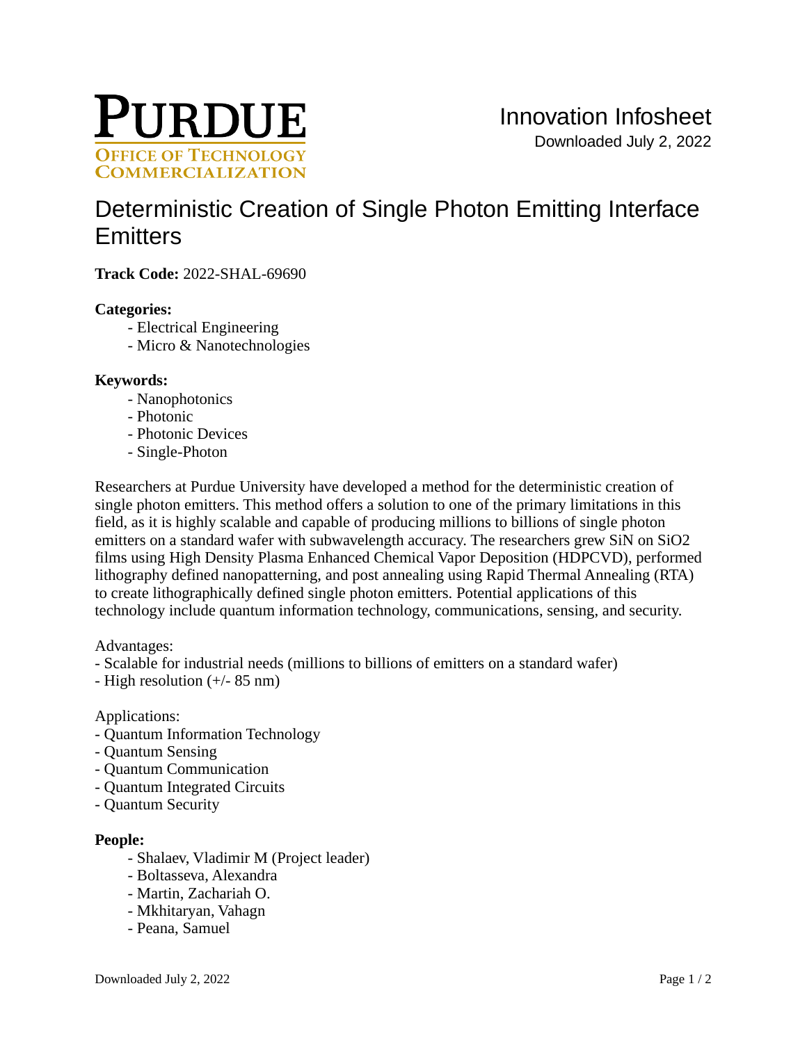PURDUE
OFFICE OF TECHNOLOGY COMMERCIALIZATION

Innovation Infosheet
Downloaded July 2, 2022

# Deterministic Creation of Single Photon Emitting Interface Emitters

**Track Code:** 2022-SHAL-69690

**Categories:**

- Electrical Engineering
- Micro & Nanotechnologies

**Keywords:**

- Nanophotonics
- Photonic
- Photonic Devices
- Single-Photon

Researchers at Purdue University have developed a method for the deterministic creation of single photon emitters. This method offers a solution to one of the primary limitations in this field, as it is highly scalable and capable of producing millions to billions of single photon emitters on a standard wafer with subwavelength accuracy. The researchers grew SiN on $SiO_2$ films using High Density Plasma Enhanced Chemical Vapor Deposition (HDPCVD), performed lithography defined nanopatterning, and post annealing using Rapid Thermal Annealing (RTA) to create lithographically defined single photon emitters. Potential applications of this technology include quantum information technology, communications, sensing, and security.

Advantages:
- Scalable for industrial needs (millions to billions of emitters on a standard wafer)
- High resolution (+/- 85 nm)

Applications:
- Quantum Information Technology
- Quantum Sensing
- Quantum Communication
- Quantum Integrated Circuits
- Quantum Security

**People:**

- Shalaev, Vladimir M (Project leader)
- Boltasseva, Alexandra
- Martin, Zachariah O.
- Mkhitaryan, Vahagn
- Peana, Samuel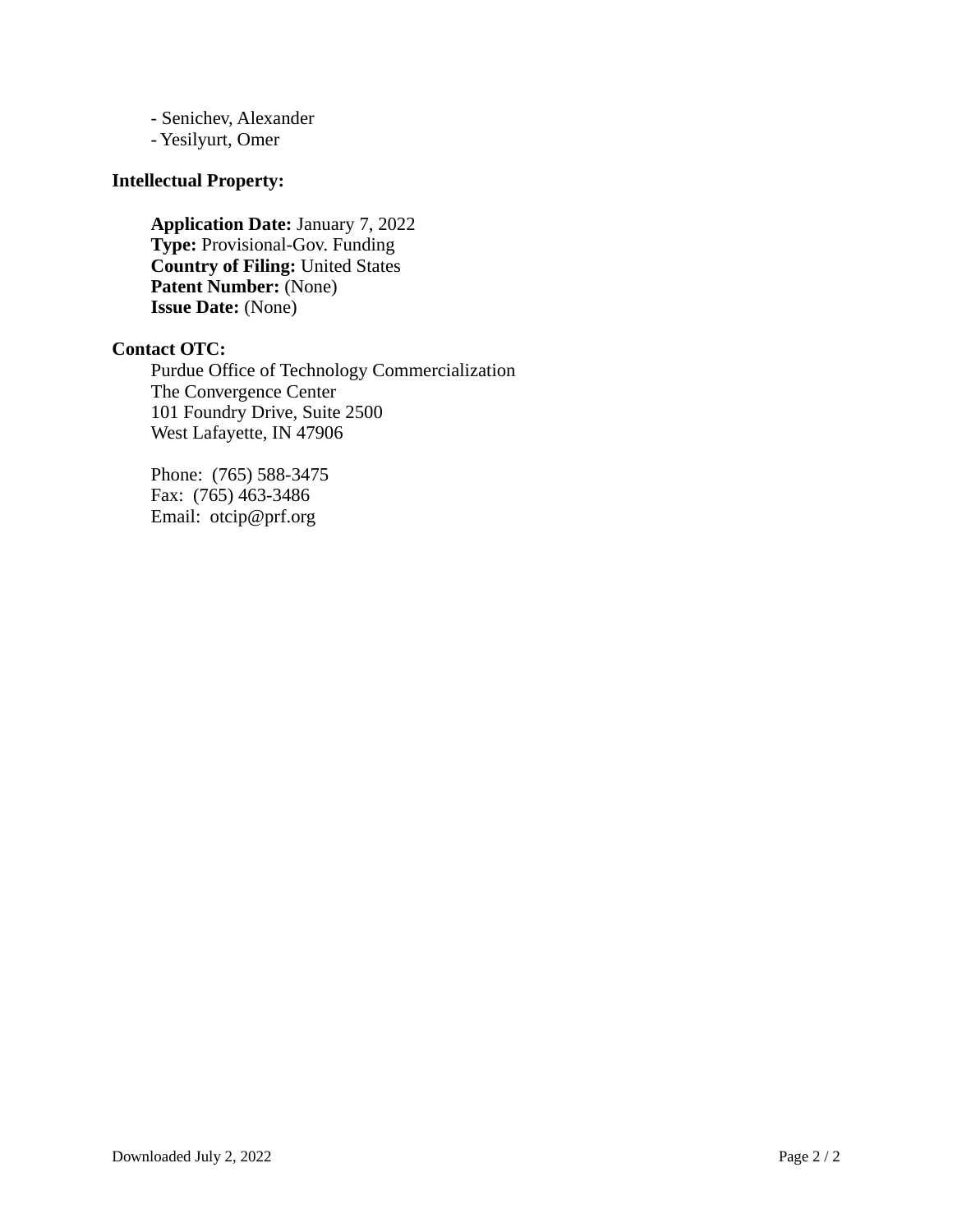- Senichev, Alexander
- Yesilyurt, Omer

**Intellectual Property:**

**Application Date:** January 7, 2022
**Type:** Provisional-Gov. Funding
**Country of Filing:** United States
**Patent Number:** (None)
**Issue Date:** (None)

**Contact OTC:**

Purdue Office of Technology Commercialization
The Convergence Center
101 Foundry Drive, Suite 2500
West Lafayette, IN 47906

Phone: (765) 588-3475
Fax: (765) 463-3486
Email: otcip@prf.org

Downloaded July 2, 2022